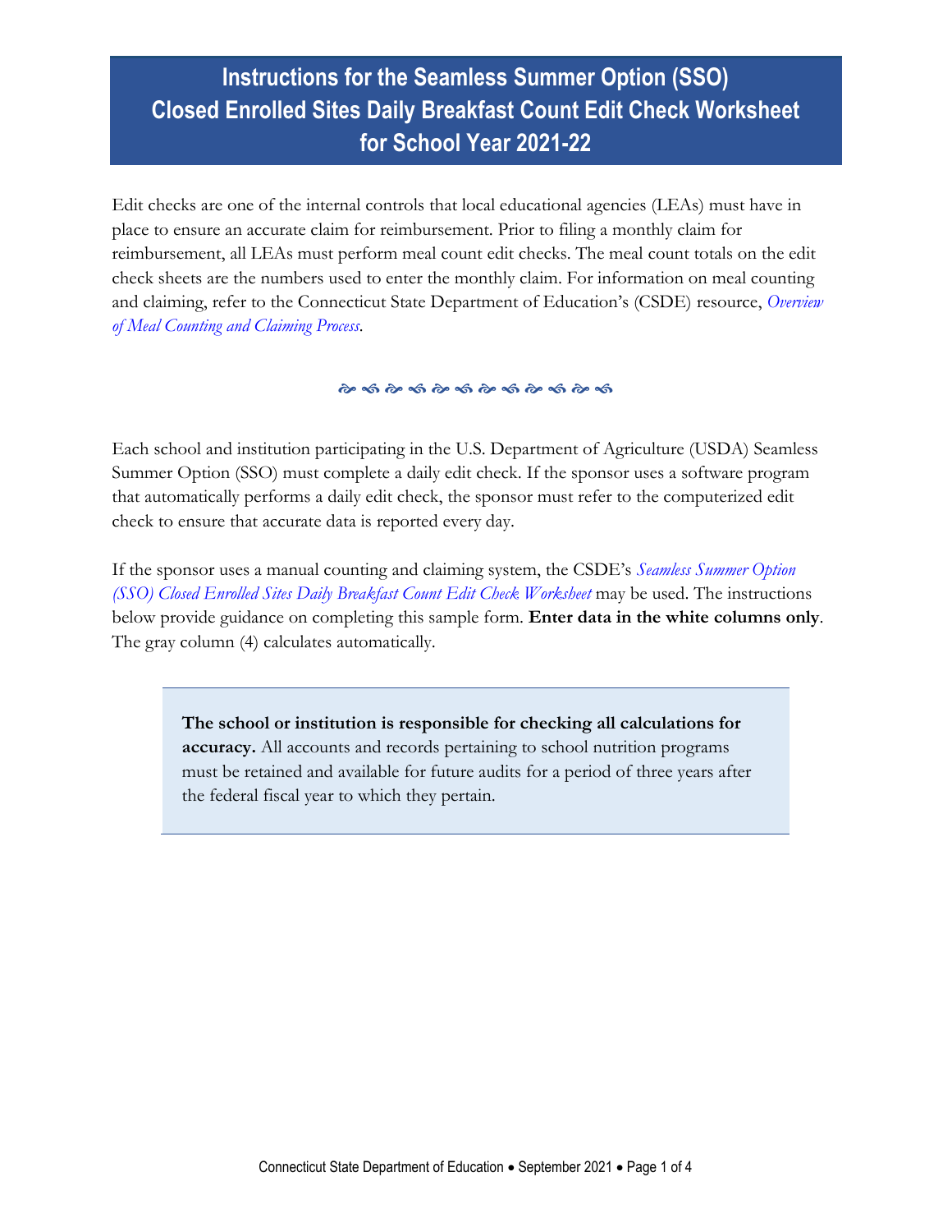# Instructions for the Seamless Summer Option (SSO) Closed Enrolled Sites Daily Breakfast Count Edit Check Worksheet for School Year 2021-22

Edit checks are one of the internal controls that local educational agencies (LEAs) must have in place to ensure an accurate claim for reimbursement. Prior to filing a monthly claim for reimbursement, all LEAs must perform meal count edit checks. The meal count totals on the edit check sheets are the numbers used to enter the monthly claim. For information on meal counting and claiming, refer to the Connecticut State Department of Education's (CSDE) resource, *Overview of Meal Counting and Claiming Process*.

Each school and institution participating in the U.S. Department of Agriculture (USDA) Seamless Summer Option (SSO) must complete a daily edit check. If the sponsor uses a software program that automatically performs a daily edit check, the sponsor must refer to the computerized edit check to ensure that accurate data is reported every day.

If the sponsor uses a manual counting and claiming system, the CSDE's *Seamless Summer Option (SSO) Closed Enrolled Sites Daily Breakfast Count Edit Check Worksheet* may be used. The instructions below provide guidance on completing this sample form. **Enter data in the white columns only**. The gray column (4) calculates automatically.

> **The school or institution is responsible for checking all calculations for accuracy.** All accounts and records pertaining to school nutrition programs must be retained and available for future audits for a period of three years after the federal fiscal year to which they pertain.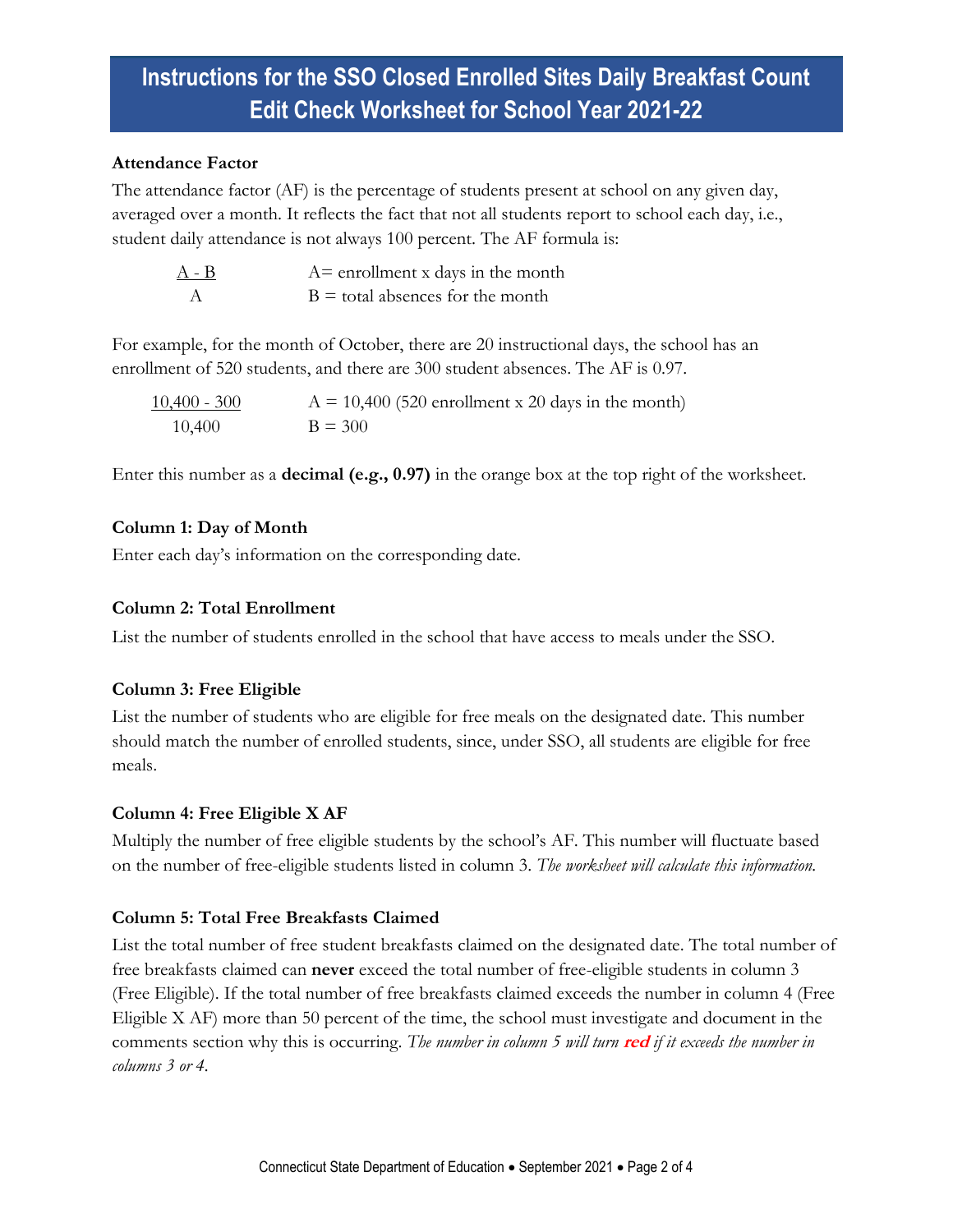# Instructions for the SSO Closed Enrolled Sites Daily Breakfast Count Edit Check Worksheet for School Year 2021-22

**Attendance Factor**

The attendance factor (AF) is the percentage of students present at school on any given day, averaged over a month. It reflects the fact that not all students report to school each day, i.e., student daily attendance is not always 100 percent. The AF formula is:

$$\frac{A - B}{A}$$

A= enrollment x days in the month
B = total absences for the month

For example, for the month of October, there are 20 instructional days, the school has an enrollment of 520 students, and there are 300 student absences. The AF is 0.97.

$$\frac{10{,}400 - 300}{10{,}400}$$

A = 10,400 (520 enrollment x 20 days in the month)
B = 300

Enter this number as a **decimal (e.g., 0.97)** in the orange box at the top right of the worksheet.

**Column 1: Day of Month**

Enter each day's information on the corresponding date.

**Column 2: Total Enrollment**

List the number of students enrolled in the school that have access to meals under the SSO.

**Column 3: Free Eligible**

List the number of students who are eligible for free meals on the designated date. This number should match the number of enrolled students, since, under SSO, all students are eligible for free meals.

**Column 4: Free Eligible X AF**

Multiply the number of free eligible students by the school's AF. This number will fluctuate based on the number of free-eligible students listed in column 3. *The worksheet will calculate this information.*

**Column 5: Total Free Breakfasts Claimed**

List the total number of free student breakfasts claimed on the designated date. The total number of free breakfasts claimed can **never** exceed the total number of free-eligible students in column 3 (Free Eligible). If the total number of free breakfasts claimed exceeds the number in column 4 (Free Eligible X AF) more than 50 percent of the time, the school must investigate and document in the comments section why this is occurring. *The number in column 5 will turn* ***red*** *if it exceeds the number in columns 3 or 4.*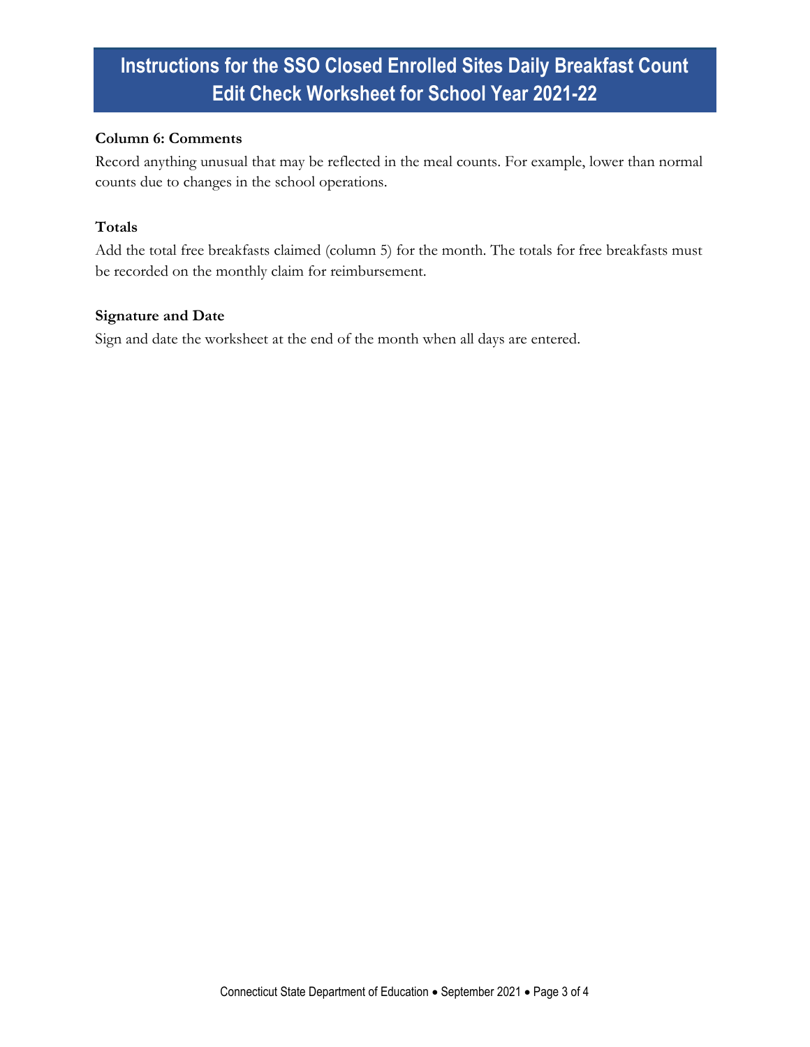# Instructions for the SSO Closed Enrolled Sites Daily Breakfast Count Edit Check Worksheet for School Year 2021-22

**Column 6: Comments**

Record anything unusual that may be reflected in the meal counts. For example, lower than normal counts due to changes in the school operations.

**Totals**

Add the total free breakfasts claimed (column 5) for the month. The totals for free breakfasts must be recorded on the monthly claim for reimbursement.

**Signature and Date**

Sign and date the worksheet at the end of the month when all days are entered.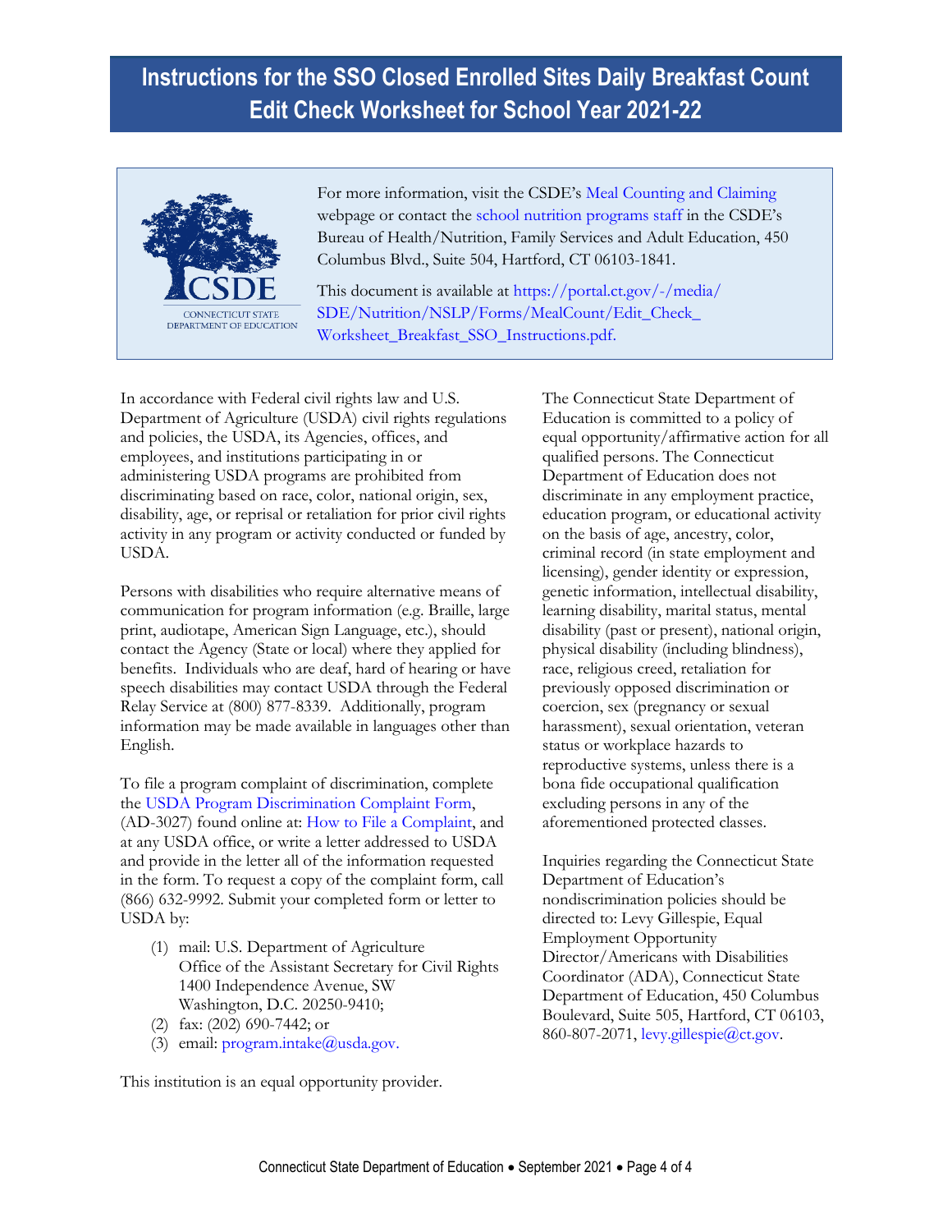# Instructions for the SSO Closed Enrolled Sites Daily Breakfast Count Edit Check Worksheet for School Year 2021-22

For more information, visit the CSDE's Meal Counting and Claiming webpage or contact the school nutrition programs staff in the CSDE's Bureau of Health/Nutrition, Family Services and Adult Education, 450 Columbus Blvd., Suite 504, Hartford, CT 06103-1841.

This document is available at https://portal.ct.gov/-/media/SDE/Nutrition/NSLP/Forms/MealCount/Edit_Check_Worksheet_Breakfast_SSO_Instructions.pdf.

In accordance with Federal civil rights law and U.S. Department of Agriculture (USDA) civil rights regulations and policies, the USDA, its Agencies, offices, and employees, and institutions participating in or administering USDA programs are prohibited from discriminating based on race, color, national origin, sex, disability, age, or reprisal or retaliation for prior civil rights activity in any program or activity conducted or funded by USDA.

Persons with disabilities who require alternative means of communication for program information (e.g. Braille, large print, audiotape, American Sign Language, etc.), should contact the Agency (State or local) where they applied for benefits. Individuals who are deaf, hard of hearing or have speech disabilities may contact USDA through the Federal Relay Service at (800) 877-8339. Additionally, program information may be made available in languages other than English.

To file a program complaint of discrimination, complete the USDA Program Discrimination Complaint Form, (AD-3027) found online at: How to File a Complaint, and at any USDA office, or write a letter addressed to USDA and provide in the letter all of the information requested in the form. To request a copy of the complaint form, call (866) 632-9992. Submit your completed form or letter to USDA by:

(1) mail: U.S. Department of Agriculture
Office of the Assistant Secretary for Civil Rights
1400 Independence Avenue, SW
Washington, D.C. 20250-9410;
(2) fax: (202) 690-7442; or
(3) email: program.intake@usda.gov.

This institution is an equal opportunity provider.

The Connecticut State Department of Education is committed to a policy of equal opportunity/affirmative action for all qualified persons. The Connecticut Department of Education does not discriminate in any employment practice, education program, or educational activity on the basis of age, ancestry, color, criminal record (in state employment and licensing), gender identity or expression, genetic information, intellectual disability, learning disability, marital status, mental disability (past or present), national origin, physical disability (including blindness), race, religious creed, retaliation for previously opposed discrimination or coercion, sex (pregnancy or sexual harassment), sexual orientation, veteran status or workplace hazards to reproductive systems, unless there is a bona fide occupational qualification excluding persons in any of the aforementioned protected classes.

Inquiries regarding the Connecticut State Department of Education's nondiscrimination policies should be directed to: Levy Gillespie, Equal Employment Opportunity Director/Americans with Disabilities Coordinator (ADA), Connecticut State Department of Education, 450 Columbus Boulevard, Suite 505, Hartford, CT 06103, 860-807-2071, levy.gillespie@ct.gov.